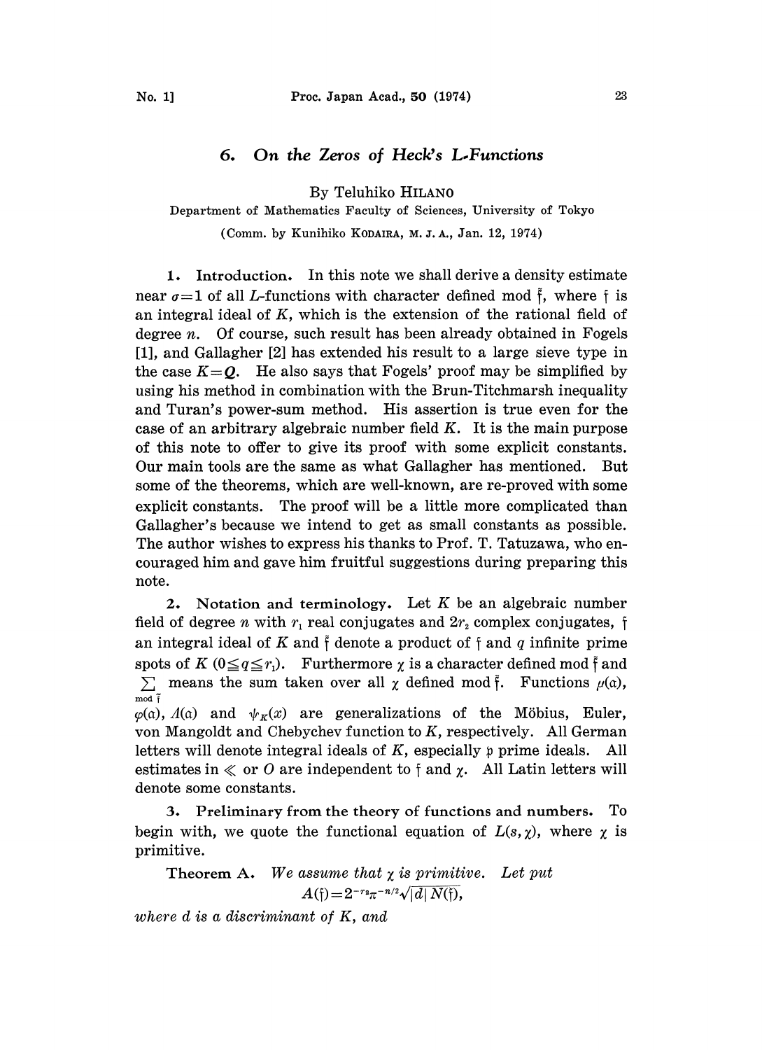# 6. *On the Zeros of Heck's L-Functions*

By Teluhiko HILANO

Department of Mathematics Faculty of Sciences, University of Tokyo

(Comm. by Kunihiko KODAIRA, M. J. A., Jan. 12, 1974)

**1. Introduction.** In this note we shall derive a density estimate near $\sigma=1$ of all $L$-functions with character defined mod $\tilde{\mathfrak{f}}$, where $\mathfrak{f}$ is an integral ideal of $K$, which is the extension of the rational field of degree $n$. Of course, such result has been already obtained in Fogels [1], and Gallagher [2] has extended his result to a large sieve type in the case $K=\boldsymbol{Q}$. He also says that Fogels' proof may be simplified by using his method in combination with the Brun-Titchmarsh inequality and Turan's power-sum method. His assertion is true even for the case of an arbitrary algebraic number field $K$. It is the main purpose of this note to offer to give its proof with some explicit constants. Our main tools are the same as what Gallagher has mentioned. But some of the theorems, which are well-known, are re-proved with some explicit constants. The proof will be a little more complicated than Gallagher's because we intend to get as small constants as possible. The author wishes to express his thanks to Prof. T. Tatuzawa, who encouraged him and gave him fruitful suggestions during preparing this note.

**2. Notation and terminology.** Let $K$ be an algebraic number field of degree $n$ with $r_1$ real conjugates and $2r_2$ complex conjugates, $\mathfrak{f}$ an integral ideal of $K$ and $\tilde{\mathfrak{f}}$ denote a product of $\mathfrak{f}$ and $q$ infinite prime spots of $K$ $(0 \leqq q \leqq r_1)$. Furthermore $\chi$ is a character defined mod $\tilde{\mathfrak{f}}$ and $\sum_{\mathrm{mod}\ \tilde{\mathfrak{f}}}$ means the sum taken over all $\chi$ defined mod $\tilde{\mathfrak{f}}$. Functions $\mu(\mathfrak{a})$, $\varphi(\mathfrak{a})$, $\Lambda(\mathfrak{a})$ and $\psi_K(x)$ are generalizations of the Möbius, Euler, von Mangoldt and Chebychev function to $K$, respectively. All German letters will denote integral ideals of $K$, especially $\mathfrak{p}$ prime ideals. All estimates in $\ll$ or $O$ are independent to $\mathfrak{f}$ and $\chi$. All Latin letters will denote some constants.

**3. Preliminary from the theory of functions and numbers.** To begin with, we quote the functional equation of $L(s,\chi)$, where $\chi$ is primitive.

**Theorem A.** *We assume that $\chi$ is primitive. Let put*

$$A(\mathfrak{f}) = 2^{-r_2}\pi^{-n/2}\sqrt{|d|\,N(\mathfrak{f})},$$

*where $d$ is a discriminant of $K$, and*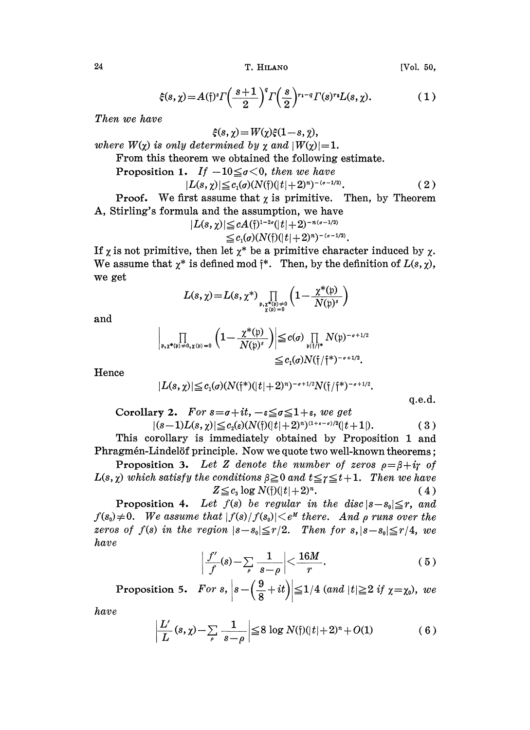$$\xi(s,\chi)=A(\mathfrak{f})^s\Gamma\left(\frac{s+1}{2}\right)^q\Gamma\left(\frac{s}{2}\right)^{r_1-q}\Gamma(s)^{r_2}L(s,\chi). \tag{1}$$

*Then we have*

$$\xi(s,\chi)=W(\chi)\xi(1-s,\bar{\chi}),$$

*where $W(\chi)$ is only determined by $\chi$ and $|W(\chi)|=1$.*

From this theorem we obtained the following estimate.

**Proposition 1.** *If $-10\leqq\sigma<0$, then we have*

$$|L(s,\chi)|\leqq c_1(\sigma)(N(\mathfrak{f})(|t|+2)^n)^{-(\sigma-1/2)}. \tag{2}$$

**Proof.** We first assume that $\chi$ is primitive. Then, by Theorem A, Stirling's formula and the assumption, we have

$$\begin{aligned}|L(s,\chi)|&\leqq cA(\mathfrak{f})^{1-2\sigma}(|t|+2)^{-n(\sigma-1/2)}\\&\leqq c_1(\sigma)(N(\mathfrak{f})(|t|+2)^n)^{-(\sigma-1/2)}.\end{aligned}$$

If $\chi$ is not primitive, then let $\chi^*$ be a primitive character induced by $\chi$. We assume that $\chi^*$ is defined mod $\mathfrak{f}^*$. Then, by the definition of $L(s,\chi)$, we get

$$L(s,\chi)=L(s,\chi^*)\prod_{\substack{\mathfrak{p},\chi^*(\mathfrak{p})\neq 0\\ \chi(\mathfrak{p})=0}}\left(1-\frac{\chi^*(\mathfrak{p})}{N(\mathfrak{p})^s}\right)$$

and

$$\begin{aligned}\left|\prod_{\mathfrak{p},\chi^*(\mathfrak{p})\neq 0,\chi(\mathfrak{p})=0}\left(1-\frac{\chi^*(\mathfrak{p})}{N(\mathfrak{p})^s}\right)\right|&\leqq c(\sigma)\prod_{\mathfrak{p}|\mathfrak{f}/\mathfrak{f}^*}N(\mathfrak{p})^{-\sigma+1/2}\\&\leqq c_1(\sigma)N(\mathfrak{f}/\mathfrak{f}^*)^{-\sigma+1/2}.\end{aligned}$$

Hence

$$|L(s,\chi)|\leqq c_1(\sigma)(N(\mathfrak{f}^*)(|t|+2)^n)^{-\sigma+1/2}N(\mathfrak{f}/\mathfrak{f}^*)^{-\sigma+1/2}.$$

q.e.d.

**Corollary 2.** *For $s=\sigma+it$, $-\varepsilon\leqq\sigma\leqq 1+\varepsilon$, we get*

$$|(s-1)L(s,\chi)|\leqq c_2(\varepsilon)(N(\mathfrak{f})(|t|+2)^n)^{(1+\varepsilon-\sigma)/2}(|t+1|). \tag{3}$$

This corollary is immediately obtained by Proposition 1 and Phragmén-Lindelöf principle. Now we quote two well-known theorems;

**Proposition 3.** *Let $Z$ denote the number of zeros $\rho=\beta+i\gamma$ of $L(s,\chi)$ which satisfy the conditions $\beta\geqq 0$ and $t\leqq\gamma\leqq t+1$. Then we have*

$$Z\leqq c_3\log N(\mathfrak{f})(|t|+2)^n. \tag{4}$$

**Proposition 4.** *Let $f(s)$ be regular in the disc $|s-s_0|\leqq r$, and $f(s_0)\neq 0$. We assume that $|f(s)/f(s_0)|<e^M$ there. And $\rho$ runs over the zeros of $f(s)$ in the region $|s-s_0|\leqq r/2$. Then for $s$, $|s-s_0|\leqq r/4$, we have*

$$\left|\frac{f'}{f}(s)-\sum_{\rho}\frac{1}{s-\rho}\right|<\frac{16M}{r}. \tag{5}$$

**Proposition 5.** *For $s$, $\left|s-\left(\frac{9}{8}+it\right)\right|\leqq 1/4$ (and $|t|\geqq 2$ if $\chi=\chi_0$), we have*

$$\left|\frac{L'}{L}(s,\chi)-\sum_{\rho}\frac{1}{s-\rho}\right|\leqq 8\log N(\mathfrak{f})(|t|+2)^n+O(1) \tag{6}$$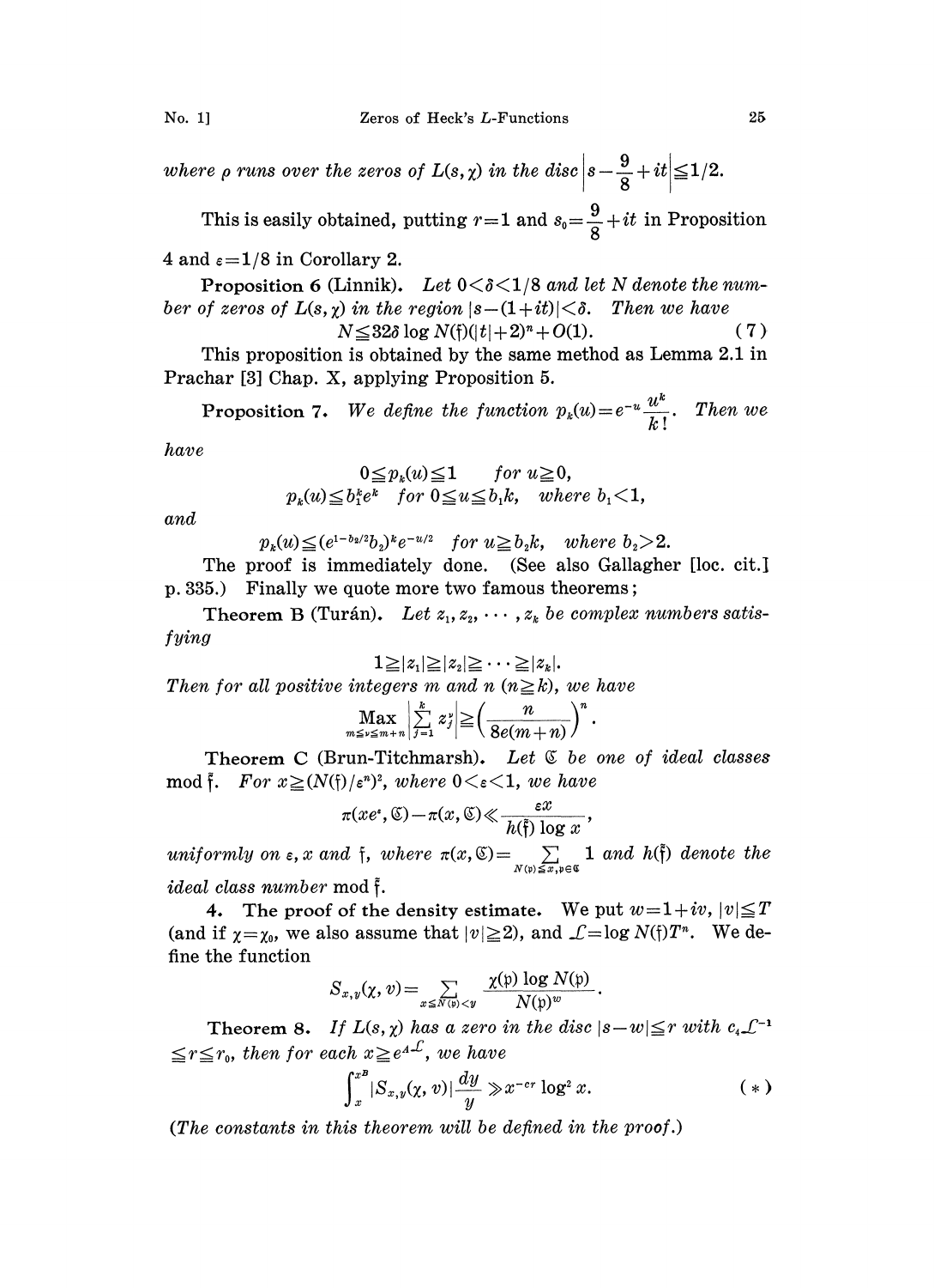*where* $\rho$ *runs over the zeros of* $L(s,\chi)$ *in the disc* $\left|s-\frac{9}{8}+it\right|\leqq 1/2$.

This is easily obtained, putting $r=1$ and $s_0=\frac{9}{8}+it$ in Proposition 4 and $\varepsilon=1/8$ in Corollary 2.

**Proposition 6** (Linnik). *Let* $0<\delta<1/8$ *and let* $N$ *denote the number of zeros of* $L(s,\chi)$ *in the region* $|s-(1+it)|<\delta$. *Then we have*

$$N\leqq 32\delta \log N(\mathfrak{f})(|t|+2)^n+O(1). \tag{7}$$

This proposition is obtained by the same method as Lemma 2.1 in Prachar [3] Chap. X, applying Proposition 5.

**Proposition 7.** *We define the function* $p_k(u)=e^{-u}\frac{u^k}{k!}$. *Then we have*

$$0\leqq p_k(u)\leqq 1 \qquad \textit{for } u\geqq 0,$$

$$p_k(u)\leqq b_1^k e^k \quad \textit{for } 0\leqq u\leqq b_1 k, \quad \textit{where } b_1<1,$$

*and*

$$p_k(u)\leqq (e^{1-b_2/2}b_2)^k e^{-u/2} \quad \textit{for } u\geqq b_2 k, \quad \textit{where } b_2>2.$$

The proof is immediately done. (See also Gallagher [loc. cit.] p. 335.) Finally we quote more two famous theorems;

**Theorem B** (Turán). *Let* $z_1, z_2, \cdots, z_k$ *be complex numbers satisfying*

$$1\geqq |z_1|\geqq |z_2|\geqq \cdots \geqq |z_k|.$$

*Then for all positive integers* $m$ *and* $n$ $(n\geqq k)$, *we have*

$$\max_{m\leqq \nu\leqq m+n}\left|\sum_{j=1}^{k} z_j^{\nu}\right|\geqq \left(\frac{n}{8e(m+n)}\right)^n.$$

**Theorem C** (Brun-Titchmarsh). *Let* $\mathfrak{C}$ *be one of ideal classes* mod $\mathfrak{f}$. *For* $x\geqq (N(\mathfrak{f})/\varepsilon^n)^2$, *where* $0<\varepsilon<1$, *we have*

$$\pi(xe^{\varepsilon},\mathfrak{C})-\pi(x,\mathfrak{C})\ll \frac{\varepsilon x}{h(\mathfrak{f})\log x},$$

*uniformly on* $\varepsilon, x$ *and* $\mathfrak{f}$, *where* $\pi(x,\mathfrak{C})=\sum_{N(\mathfrak{p})\leqq x,\mathfrak{p}\in\mathfrak{C}} 1$ *and* $h(\mathfrak{f})$ *denote the ideal class number* mod $\mathfrak{f}$.

## 4. The proof of the density estimate.

We put $w=1+iv$, $|v|\leqq T$ (and if $\chi=\chi_0$, we also assume that $|v|\geqq 2$), and $\mathcal{L}=\log N(\mathfrak{f})T^n$. We define the function

$$S_{x,y}(\chi,v)=\sum_{x\leqq N(\mathfrak{p})<y}\frac{\chi(\mathfrak{p})\log N(\mathfrak{p})}{N(\mathfrak{p})^w}.$$

**Theorem 8.** *If* $L(s,\chi)$ *has a zero in the disc* $|s-w|\leqq r$ *with* $c_4\mathcal{L}^{-1}\leqq r\leqq r_0$, *then for each* $x\geqq e^{A\mathcal{L}}$, *we have*

$$\int_x^{x^B}|S_{x,y}(\chi,v)|\frac{dy}{y}\gg x^{-cr}\log^2 x. \tag{$*$}$$

*(The constants in this theorem will be defined in the proof.)*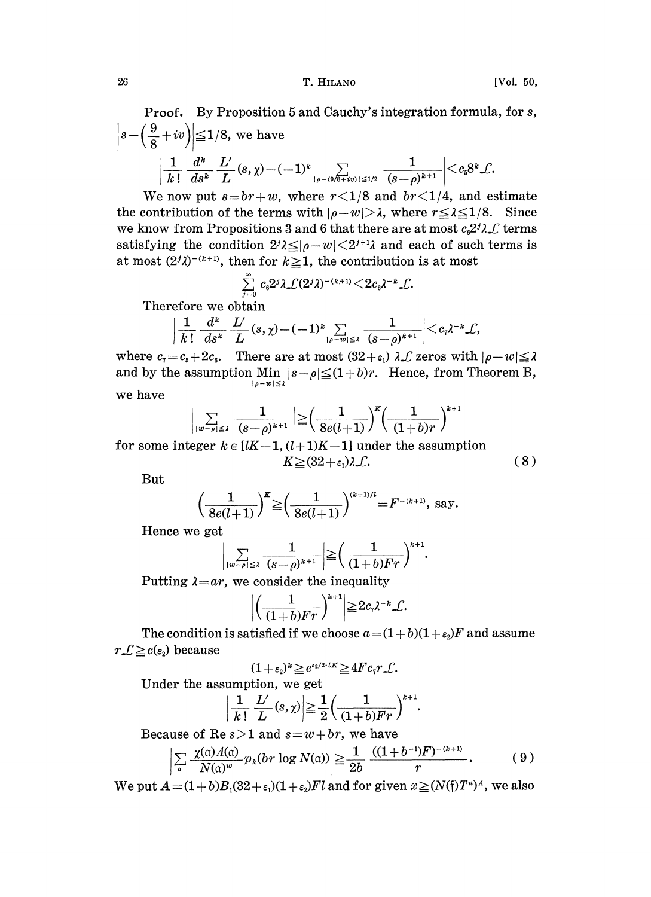**Proof.** By Proposition 5 and Cauchy's integration formula, for $s$, $\left|s-\left(\frac{9}{8}+iv\right)\right| \leqq 1/8$, we have

$$\left|\frac{1}{k!}\frac{d^k}{ds^k}\frac{L'}{L}(s,\chi)-(-1)^k \sum_{|\rho-(9/8+iv)|\leqq 1/2} \frac{1}{(s-\rho)^{k+1}}\right| < c_5 8^k \mathcal{L}.$$

We now put $s=br+w$, where $r<1/8$ and $br<1/4$, and estimate the contribution of the terms with $|\rho-w|>\lambda$, where $r \leqq \lambda \leqq 1/8$. Since we know from Propositions 3 and 6 that there are at most $c_6 2^j \lambda \mathcal{L}$ terms satisfying the condition $2^j\lambda \leqq |\rho-w| < 2^{j+1}\lambda$ and each of such terms is at most $(2^j\lambda)^{-(k+1)}$, then for $k \geqq 1$, the contribution is at most

$$\sum_{j=0}^{\infty} c_6 2^j \lambda \mathcal{L} (2^j \lambda)^{-(k+1)} < 2c_6 \lambda^{-k} \mathcal{L}.$$

Therefore we obtain

$$\left|\frac{1}{k!}\frac{d^k}{ds^k}\frac{L'}{L}(s,\chi)-(-1)^k \sum_{|\rho-w|\leqq \lambda} \frac{1}{(s-\rho)^{k+1}}\right| < c_7 \lambda^{-k} \mathcal{L},$$

where $c_7=c_5+2c_6$. There are at most $(32+\varepsilon_1)\lambda\mathcal{L}$ zeros with $|\rho-w|\leqq\lambda$ and by the assumption $\operatorname*{Min}_{|\rho-w|\leqq\lambda} |s-\rho| \leqq (1+b)r$. Hence, from Theorem B, we have

$$\left|\sum_{|w-\rho|\leqq\lambda} \frac{1}{(s-\rho)^{k+1}}\right| \geqq \left(\frac{1}{8e(l+1)}\right)^K \left(\frac{1}{(1+b)r}\right)^{k+1}$$

for some integer $k \in [lK-1, (l+1)K-1]$ under the assumption

$$K \geqq (32+\varepsilon_1)\lambda\mathcal{L}. \tag{8}$$

But

$$\left(\frac{1}{8e(l+1)}\right)^K \geqq \left(\frac{1}{8e(l+1)}\right)^{(k+1)/l} = F^{-(k+1)}, \text{ say.}$$

Hence we get

$$\left|\sum_{|w-\rho|\leqq\lambda} \frac{1}{(s-\rho)^{k+1}}\right| \geqq \left(\frac{1}{(1+b)Fr}\right)^{k+1}.$$

Putting $\lambda=ar$, we consider the inequality

$$\left|\left(\frac{1}{(1+b)Fr}\right)^{k+1}\right| \geqq 2c_7\lambda^{-k}\mathcal{L}.$$

The condition is satisfied if we choose $a=(1+b)(1+\varepsilon_2)F$ and assume $r\mathcal{L} \geqq c(\varepsilon_2)$ because

$$(1+\varepsilon_2)^k \geqq e^{\varepsilon_2/2 \cdot lK} \geqq 4Fc_7 r\mathcal{L}.$$

Under the assumption, we get

$$\left|\frac{1}{k!}\frac{L'}{L}(s,\chi)\right| \geqq \frac{1}{2}\left(\frac{1}{(1+b)Fr}\right)^{k+1}.$$

Because of $\operatorname{Re} s>1$ and $s=w+br$, we have

$$\left|\sum_{\mathfrak{a}} \frac{\chi(\mathfrak{a})\Lambda(\mathfrak{a})}{N(\mathfrak{a})^w} p_k(br\log N(\mathfrak{a}))\right| \geqq \frac{1}{2b}\frac{((1+b^{-1})F)^{-(k+1)}}{r}. \tag{9}$$

We put $A=(1+b)B_1(32+\varepsilon_1)(1+\varepsilon_2)Fl$ and for given $x \geqq (N(\mathfrak{f})T^n)^A$, we also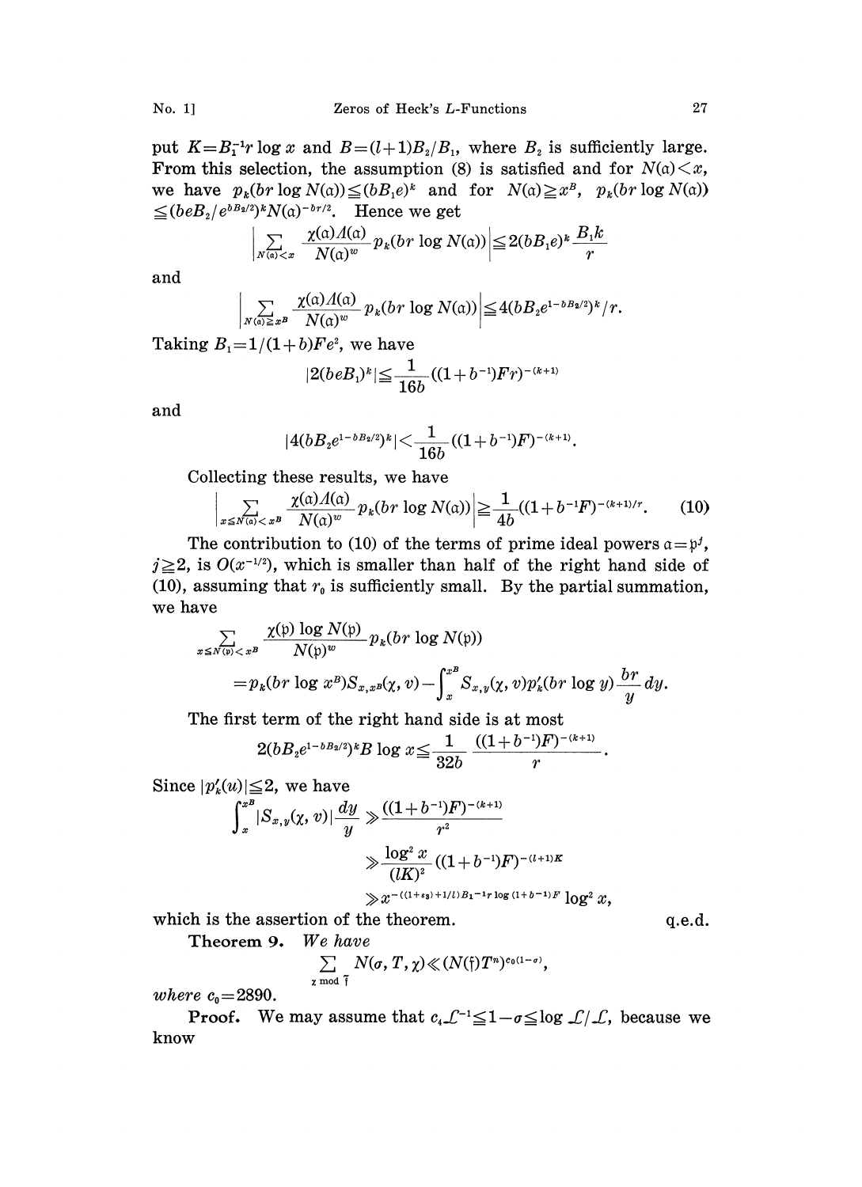put $K=B_1^{-1}r\log x$ and $B=(l+1)B_2/B_1$, where $B_2$ is sufficiently large. From this selection, the assumption (8) is satisfied and for $N(\mathfrak{a})<x$, we have $p_k(br\log N(\mathfrak{a}))\leqq(bB_1e)^k$ and for $N(\mathfrak{a})\geqq x^B$, $p_k(br\log N(\mathfrak{a}))\leqq(beB_2/e^{bB_2/2})^k N(\mathfrak{a})^{-br/2}$. Hence we get

$$\left|\sum_{N(\mathfrak{a})<x}\frac{\chi(\mathfrak{a})\Lambda(\mathfrak{a})}{N(\mathfrak{a})^w}p_k(br\log N(\mathfrak{a}))\right|\leqq 2(bB_1e)^k\frac{B_1k}{r}$$

and

$$\left|\sum_{N(\mathfrak{a})\geqq x^B}\frac{\chi(\mathfrak{a})\Lambda(\mathfrak{a})}{N(\mathfrak{a})^w}p_k(br\log N(\mathfrak{a}))\right|\leqq 4(bB_2e^{1-bB_2/2})^k/r.$$

Taking $B_1=1/(1+b)Fe^2$, we have

$$|2(beB_1)^k|\leqq\frac{1}{16b}((1+b^{-1})Fr)^{-(k+1)}$$

and

$$|4(bB_2e^{1-bB_2/2})^k|<\frac{1}{16b}((1+b^{-1})F)^{-(k+1)}.$$

Collecting these results, we have

$$\left|\sum_{x\leqq N(\mathfrak{a})<x^B}\frac{\chi(\mathfrak{a})\Lambda(\mathfrak{a})}{N(\mathfrak{a})^w}p_k(br\log N(\mathfrak{a}))\right|\geqq\frac{1}{4b}((1+b^{-1}F)^{-(k+1)/r}. \tag{10}$$

The contribution to (10) of the terms of prime ideal powers $\mathfrak{a}=\mathfrak{p}^j$, $j\geqq 2$, is $O(x^{-1/2})$, which is smaller than half of the right hand side of (10), assuming that $r_0$ is sufficiently small. By the partial summation, we have

$$\begin{aligned}\sum_{x\leqq N(\mathfrak{p})<x^B}&\frac{\chi(\mathfrak{p})\log N(\mathfrak{p})}{N(\mathfrak{p})^w}p_k(br\log N(\mathfrak{p}))\\&=p_k(br\log x^B)S_{x,x^B}(\chi,v)-\int_x^{x^B}S_{x,y}(\chi,v)p_k'(br\log y)\frac{br}{y}dy.\end{aligned}$$

The first term of the right hand side is at most

$$2(bB_2e^{1-bB_2/2})^kB\log x\leqq\frac{1}{32b}\frac{((1+b^{-1})F)^{-(k+1)}}{r}.$$

Since $|p_k'(u)|\leqq 2$, we have

$$\begin{aligned}\int_x^{x^B}|S_{x,y}(\chi,v)|\frac{dy}{y}&\gg\frac{((1+b^{-1})F)^{-(k+1)}}{r^2}\\&\gg\frac{\log^2 x}{(lK)^2}((1+b^{-1})F)^{-(l+1)K}\\&\gg x^{-((1+\varepsilon_3)+1/l)B_1^{-1}r\log(1+b^{-1})F}\log^2 x,\end{aligned}$$

which is the assertion of the theorem. q.e.d.

**Theorem 9.** *We have*

$$\sum_{\chi\bmod\tilde{\mathfrak{f}}}N(\sigma,T,\chi)\ll(N(\mathfrak{f})T^n)^{c_0(1-\sigma)},$$

*where* $c_0=2890$.

**Proof.** We may assume that $c_4\mathcal{L}^{-1}\leqq 1-\sigma\leqq\log\mathcal{L}/\mathcal{L}$, because we know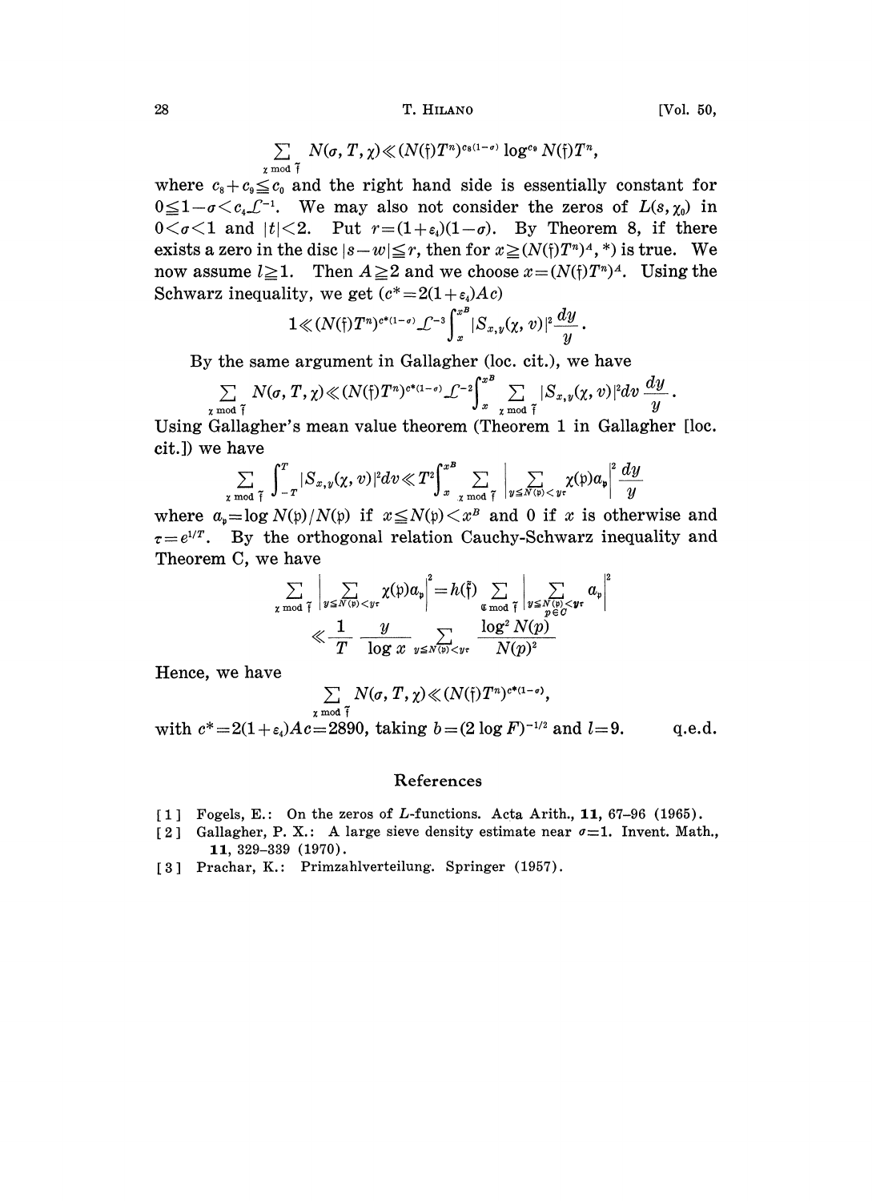$$\sum_{\chi \bmod \mathfrak{f}} N(\sigma, T, \chi) \ll (N(\mathfrak{f})T^n)^{c_8(1-\sigma)} \log^{c_9} N(\mathfrak{f})T^n,$$

where $c_8 + c_9 \leqq c_0$ and the right hand side is essentially constant for $0 \leqq 1-\sigma < c_4 \mathcal{L}^{-1}$. We may also not consider the zeros of $L(s, \chi_0)$ in $0<\sigma<1$ and $|t|<2$. Put $r=(1+\varepsilon_4)(1-\sigma)$. By Theorem 8, if there exists a zero in the disc $|s-w| \leqq r$, then for $x \geqq (N(\mathfrak{f})T^n)^A$, \*) is true. We now assume $l \geqq 1$. Then $A \geqq 2$ and we choose $x=(N(\mathfrak{f})T^n)^A$. Using the Schwarz inequality, we get ($c^* = 2(1+\varepsilon_4)Ac$)

$$1 \ll (N(\mathfrak{f})T^n)^{c^*(1-\sigma)} \mathcal{L}^{-3} \int_x^{x^B} |S_{x,y}(\chi, v)|^2 \frac{dy}{y}.$$

By the same argument in Gallagher (loc. cit.), we have

$$\sum_{\chi \bmod \mathfrak{f}} N(\sigma, T, \chi) \ll (N(\mathfrak{f})T^n)^{c^*(1-\sigma)} \mathcal{L}^{-2} \int_x^{x^B} \sum_{\chi \bmod \mathfrak{f}} |S_{x,y}(\chi, v)|^2 dv \frac{dy}{y}.$$

Using Gallagher's mean value theorem (Theorem 1 in Gallagher [loc. cit.]) we have

$$\sum_{\chi \bmod \mathfrak{f}} \int_{-T}^{T} |S_{x,y}(\chi, v)|^2 dv \ll T^2 \int_x^{x^B} \sum_{\chi \bmod \mathfrak{f}} \left| \sum_{y \leqq N(\mathfrak{p}) < y\tau} \chi(\mathfrak{p}) a_{\mathfrak{p}} \right|^2 \frac{dy}{y}$$

where $a_{\mathfrak{p}} = \log N(\mathfrak{p})/N(\mathfrak{p})$ if $x \leqq N(\mathfrak{p}) < x^B$ and 0 if $x$ is otherwise and $\tau = e^{1/T}$. By the orthogonal relation Cauchy-Schwarz inequality and Theorem C, we have

$$\sum_{\chi \bmod \mathfrak{f}} \left| \sum_{y \leqq N(\mathfrak{p}) < y\tau} \chi(\mathfrak{p}) a_{\mathfrak{p}} \right|^2 = h(\mathfrak{f}) \sum_{\mathfrak{C} \bmod \mathfrak{f}} \left| \sum_{\substack{y \leqq N(\mathfrak{p}) < y\tau \\ \mathfrak{p} \in \mathfrak{C}}} a_{\mathfrak{p}} \right|^2$$

$$\ll \frac{1}{T} \frac{y}{\log x} \sum_{y \leqq N(\mathfrak{p}) < y\tau} \frac{\log^2 N(\mathfrak{p})}{N(\mathfrak{p})^2}$$

Hence, we have

$$\sum_{\chi \bmod \mathfrak{f}} N(\sigma, T, \chi) \ll (N(\mathfrak{f})T^n)^{c^*(1-\sigma)},$$

with $c^* = 2(1+\varepsilon_4)Ac = 2890$, taking $b = (2 \log F)^{-1/2}$ and $l = 9$. q.e.d.

## References

[1] Fogels, E.: On the zeros of $L$-functions. Acta Arith., **11**, 67–96 (1965).

[2] Gallagher, P. X.: A large sieve density estimate near $\sigma=1$. Invent. Math., **11**, 329–339 (1970).

[3] Prachar, K.: Primzahlverteilung. Springer (1957).